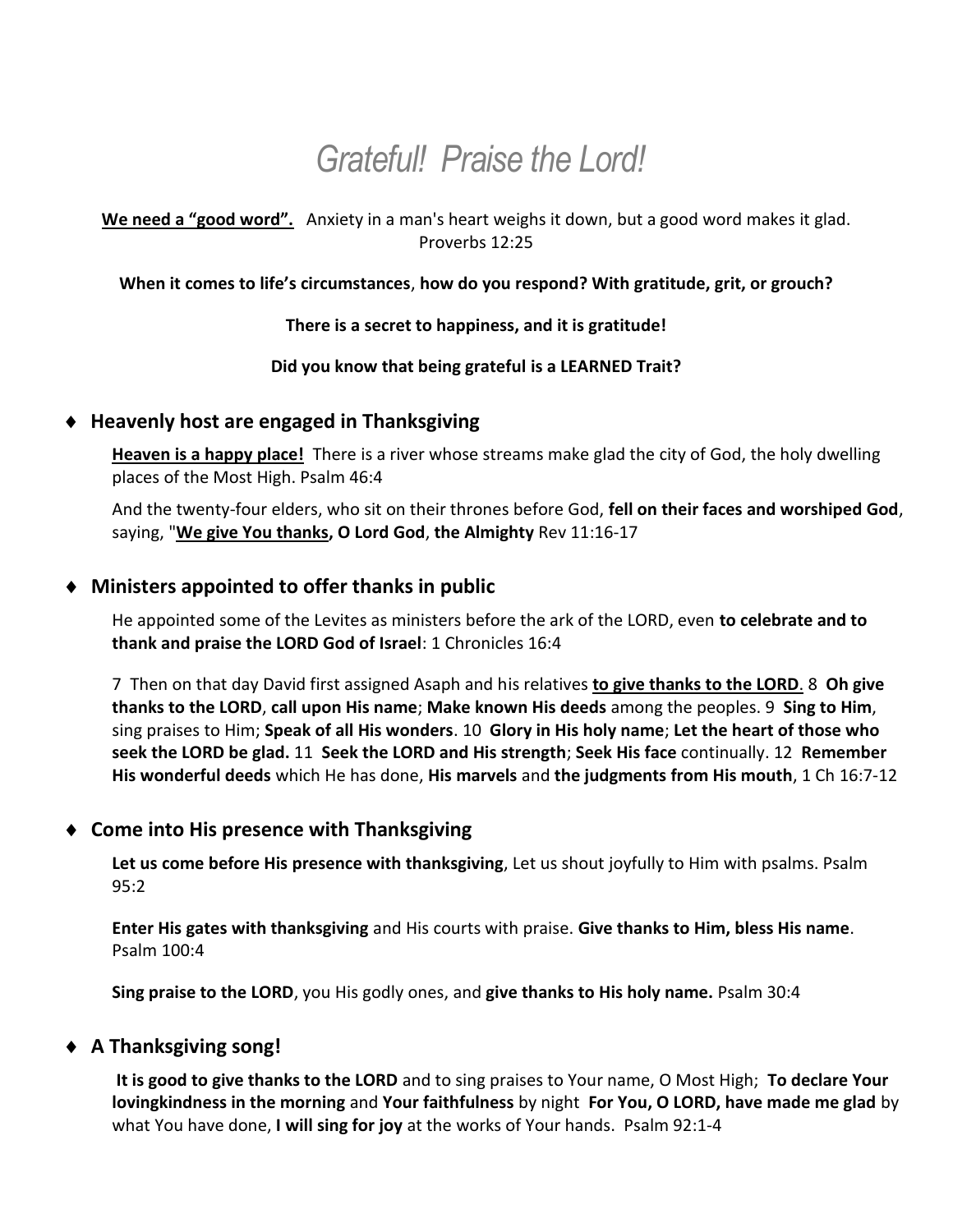# *Grateful! Praise the Lord!*

**We need a "good word".** Anxiety in a man's heart weighs it down, but a good word makes it glad. Proverbs 12:25

**When it comes to life's circumstances, how do you respond? With gratitude, grit, or grouch?**

**There is a secret to happiness, and it is gratitude!**

**Did you know that being grateful is a LEARNED Trait?**

## ♦ Heavenly host are engaged in Thanksgiving

**Heaven is a happy place!** There is a river whose streams make glad the city of God, the holy dwelling places of the Most High. Psalm 46:4

And the twenty-four elders, who sit on their thrones before God, **fell on their faces and worshiped God**, saying, "**We give You thanks, O Lord God**, **the Almighty** Rev 11:16-17

## ♦ Ministers appointed to offer thanks in public

He appointed some of the Levites as ministers before the ark of the LORD, even **to celebrate and to thank and praise the LORD God of Israel**: 1 Chronicles 16:4

7 Then on that day David first assigned Asaph and his relatives **to give thanks to the LORD**. 8 **Oh give thanks to the LORD**, **call upon His name**; **Make known His deeds** among the peoples. 9 **Sing to Him**, sing praises to Him; **Speak of all His wonders**. 10 **Glory in His holy name**; **Let the heart of those who seek the LORD be glad.** 11 **Seek the LORD and His strength**; **Seek His face** continually. 12 **Remember His wonderful deeds** which He has done, **His marvels** and **the judgments from His mouth**, 1 Ch 16:7-12

## ♦ Come into His presence with Thanksgiving

**Let us come before His presence with thanksgiving**, Let us shout joyfully to Him with psalms. Psalm 95:2

**Enter His gates with thanksgiving** and His courts with praise. **Give thanks to Him, bless His name**. Psalm 100:4

**Sing praise to the LORD**, you His godly ones, and **give thanks to His holy name.** Psalm 30:4

## ♦ A Thanksgiving song!

**It is good to give thanks to the LORD** and to sing praises to Your name, O Most High; **To declare Your lovingkindness in the morning** and **Your faithfulness** by night **For You, O LORD, have made me glad** by what You have done, **I will sing for joy** at the works of Your hands. Psalm 92:1-4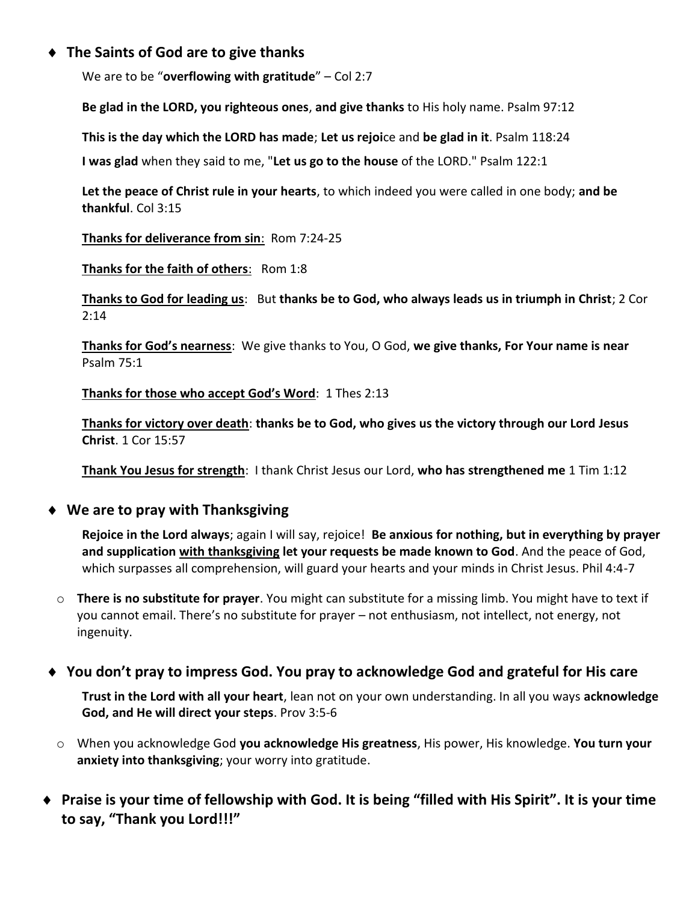- **The Saints of God are to give thanks**

  We are to be "**overflowing with gratitude**" – Col 2:7

  **Be glad in the LORD, you righteous ones**, **and give thanks** to His holy name. Psalm 97:12

  **This is the day which the LORD has made**; **Let us rejoi**ce and **be glad in it**. Psalm 118:24

  **I was glad** when they said to me, "**Let us go to the house** of the LORD." Psalm 122:1

  **Let the peace of Christ rule in your hearts**, to which indeed you were called in one body; **and be thankful**. Col 3:15

  <u>**Thanks for deliverance from sin**</u>: Rom 7:24-25

  <u>**Thanks for the faith of others**</u>: Rom 1:8

  <u>**Thanks to God for leading us**</u>: But **thanks be to God, who always leads us in triumph in Christ**; 2 Cor 2:14

  <u>**Thanks for God's nearness**</u>: We give thanks to You, O God, **we give thanks, For Your name is near** Psalm 75:1

  <u>**Thanks for those who accept God's Word**</u>: 1 Thes 2:13

  <u>**Thanks for victory over death**</u>: **thanks be to God, who gives us the victory through our Lord Jesus Christ**. 1 Cor 15:57

  <u>**Thank You Jesus for strength**</u>: I thank Christ Jesus our Lord, **who has strengthened me** 1 Tim 1:12

- **We are to pray with Thanksgiving**

  **Rejoice in the Lord always**; again I will say, rejoice! **Be anxious for nothing, but in everything by prayer and supplication <u>with thanksgiving</u> let your requests be made known to God**. And the peace of God, which surpasses all comprehension, will guard your hearts and your minds in Christ Jesus. Phil 4:4-7

  - **There is no substitute for prayer**. You might can substitute for a missing limb. You might have to text if you cannot email. There's no substitute for prayer – not enthusiasm, not intellect, not energy, not ingenuity.

- **You don't pray to impress God. You pray to acknowledge God and grateful for His care**

  **Trust in the Lord with all your heart**, lean not on your own understanding. In all you ways **acknowledge God, and He will direct your steps**. Prov 3:5-6

  - When you acknowledge God **you acknowledge His greatness**, His power, His knowledge. **You turn your anxiety into thanksgiving**; your worry into gratitude.

- **Praise is your time of fellowship with God. It is being "filled with His Spirit". It is your time to say, "Thank you Lord!!!"**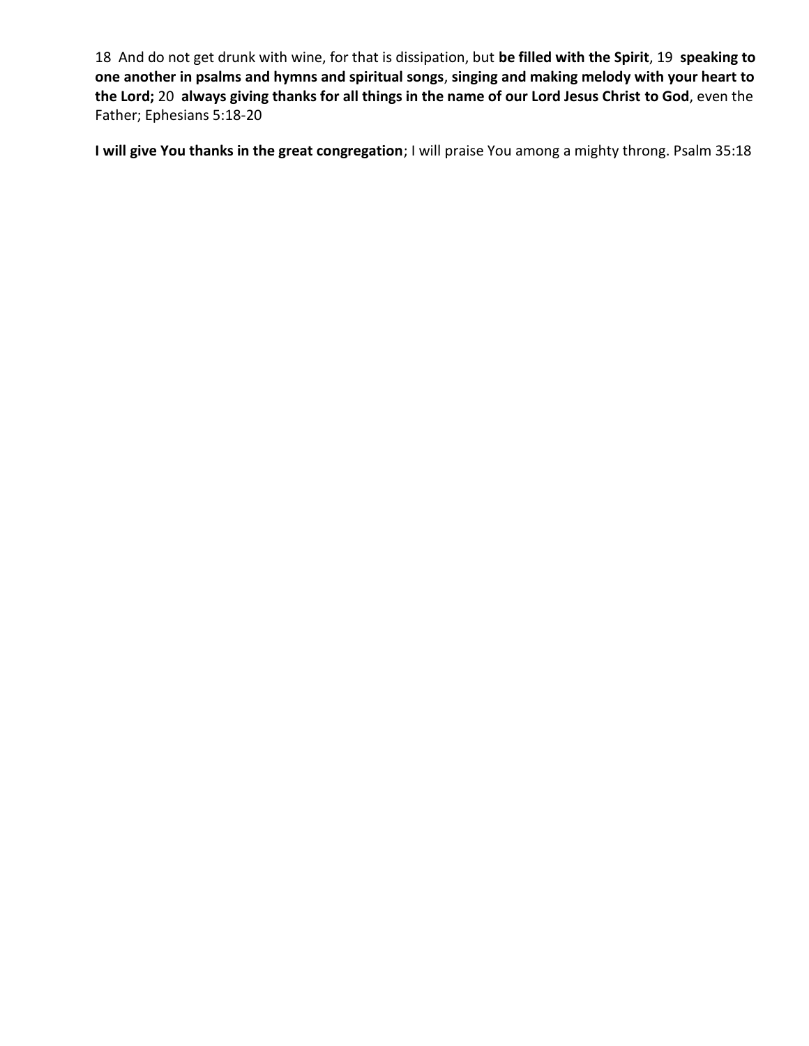18 And do not get drunk with wine, for that is dissipation, but **be filled with the Spirit**, 19 **speaking to one another in psalms and hymns and spiritual songs**, **singing and making melody with your heart to the Lord;** 20 **always giving thanks for all things in the name of our Lord Jesus Christ to God**, even the Father; Ephesians 5:18-20

**I will give You thanks in the great congregation**; I will praise You among a mighty throng. Psalm 35:18